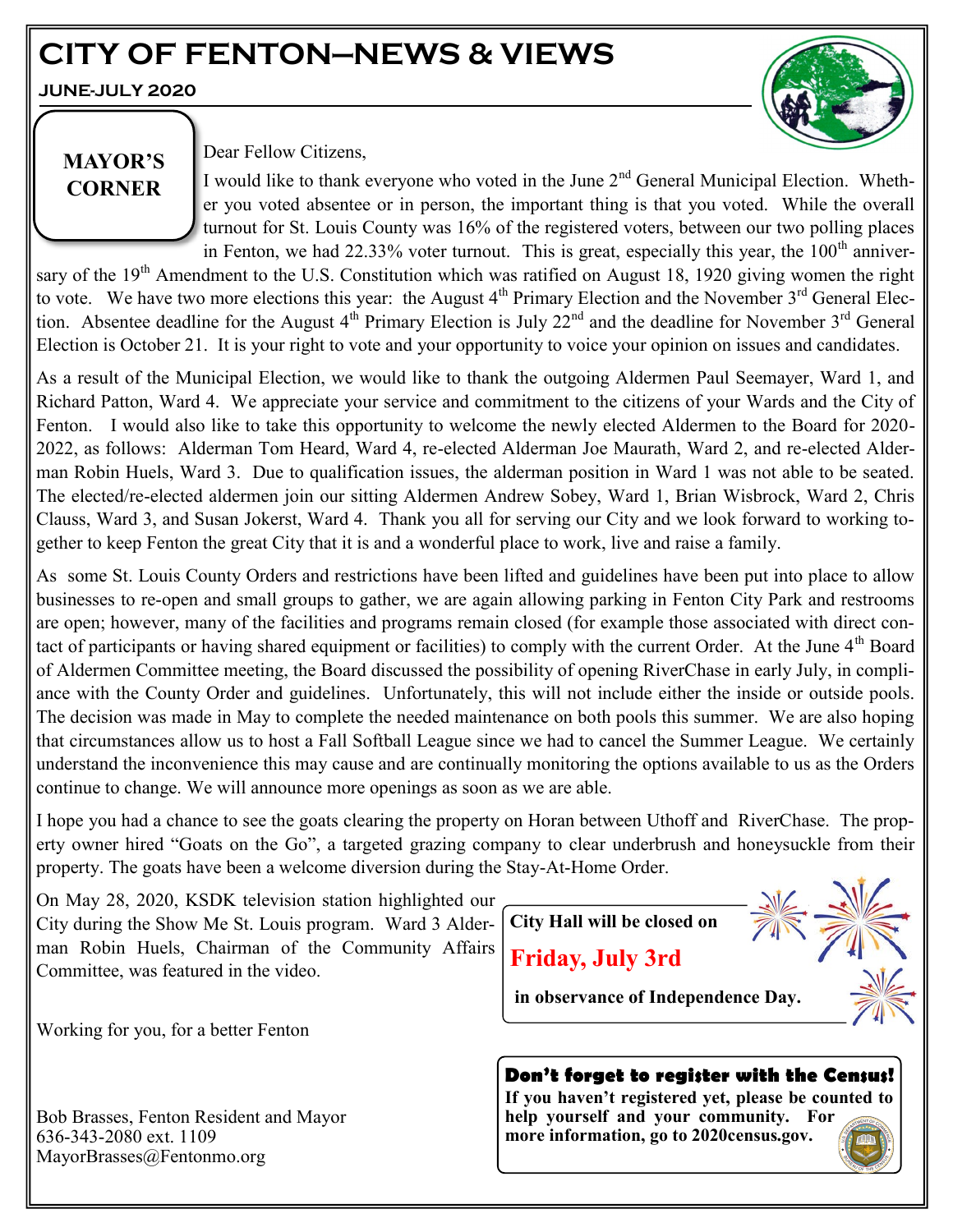# CITY OF FENTON—NEWS & VIEWS

**JUNE-JULY 2020**

## MAYOR'S CORNER

Dear Fellow Citizens,

I would like to thank everyone who voted in the June 2nd General Municipal Election. Whether you voted absentee or in person, the important thing is that you voted. While the overall turnout for St. Louis County was 16% of the registered voters, between our two polling places in Fenton, we had 22.33% voter turnout. This is great, especially this year, the 100th anniversary of the 19th Amendment to the U.S. Constitution which was ratified on August 18, 1920 giving women the right to vote. We have two more elections this year: the August 4th Primary Election and the November 3rd General Election. Absentee deadline for the August 4th Primary Election is July 22nd and the deadline for November 3rd General Election is October 21. It is your right to vote and your opportunity to voice your opinion on issues and candidates.

As a result of the Municipal Election, we would like to thank the outgoing Aldermen Paul Seemayer, Ward 1, and Richard Patton, Ward 4. We appreciate your service and commitment to the citizens of your Wards and the City of Fenton. I would also like to take this opportunity to welcome the newly elected Aldermen to the Board for 2020-2022, as follows: Alderman Tom Heard, Ward 4, re-elected Alderman Joe Maurath, Ward 2, and re-elected Alderman Robin Huels, Ward 3. Due to qualification issues, the alderman position in Ward 1 was not able to be seated. The elected/re-elected aldermen join our sitting Aldermen Andrew Sobey, Ward 1, Brian Wisbrock, Ward 2, Chris Clauss, Ward 3, and Susan Jokerst, Ward 4. Thank you all for serving our City and we look forward to working together to keep Fenton the great City that it is and a wonderful place to work, live and raise a family.

As some St. Louis County Orders and restrictions have been lifted and guidelines have been put into place to allow businesses to re-open and small groups to gather, we are again allowing parking in Fenton City Park and restrooms are open; however, many of the facilities and programs remain closed (for example those associated with direct contact of participants or having shared equipment or facilities) to comply with the current Order. At the June 4th Board of Aldermen Committee meeting, the Board discussed the possibility of opening RiverChase in early July, in compliance with the County Order and guidelines. Unfortunately, this will not include either the inside or outside pools. The decision was made in May to complete the needed maintenance on both pools this summer. We are also hoping that circumstances allow us to host a Fall Softball League since we had to cancel the Summer League. We certainly understand the inconvenience this may cause and are continually monitoring the options available to us as the Orders continue to change. We will announce more openings as soon as we are able.

I hope you had a chance to see the goats clearing the property on Horan between Uthoff and RiverChase. The property owner hired "Goats on the Go", a targeted grazing company to clear underbrush and honeysuckle from their property. The goats have been a welcome diversion during the Stay-At-Home Order.

On May 28, 2020, KSDK television station highlighted our City during the Show Me St. Louis program. Ward 3 Alderman Robin Huels, Chairman of the Community Affairs Committee, was featured in the video.

Working for you, for a better Fenton

Bob Brasses, Fenton Resident and Mayor
636-343-2080 ext. 1109
MayorBrasses@Fentonmo.org

**City Hall will be closed on**

**Friday, July 3rd**

**in observance of Independence Day.**

**Don't forget to register with the Census!**
**If you haven't registered yet, please be counted to help yourself and your community. For more information, go to 2020census.gov.**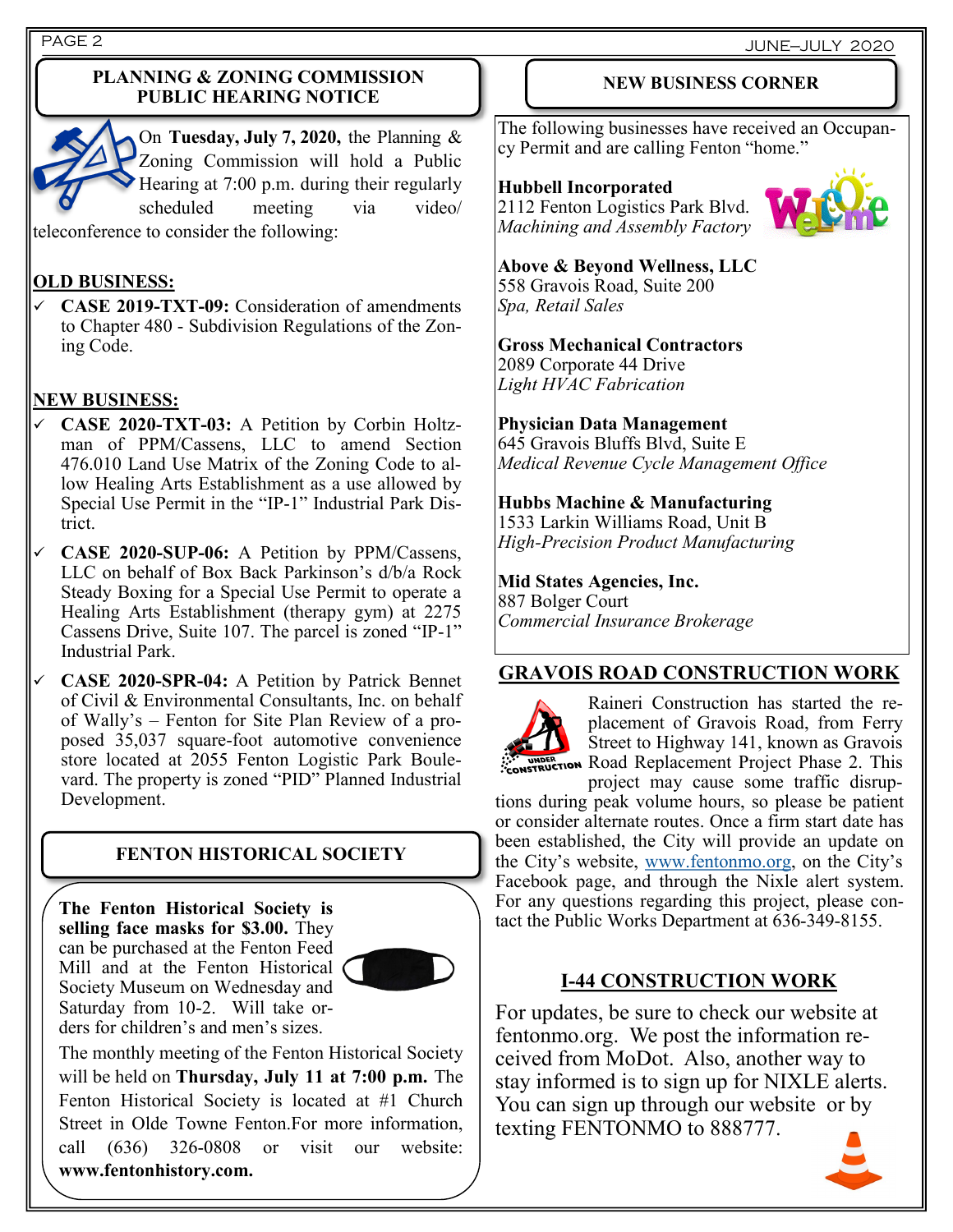## PLANNING & ZONING COMMISSION PUBLIC HEARING NOTICE

On **Tuesday, July 7, 2020,** the Planning & Zoning Commission will hold a Public Hearing at 7:00 p.m. during their regularly scheduled meeting via video/teleconference to consider the following:

**OLD BUSINESS:**

- ✓ **CASE 2019-TXT-09:** Consideration of amendments to Chapter 480 - Subdivision Regulations of the Zoning Code.

**NEW BUSINESS:**

- ✓ **CASE 2020-TXT-03:** A Petition by Corbin Holtzman of PPM/Cassens, LLC to amend Section 476.010 Land Use Matrix of the Zoning Code to allow Healing Arts Establishment as a use allowed by Special Use Permit in the "IP-1" Industrial Park District.
- ✓ **CASE 2020-SUP-06:** A Petition by PPM/Cassens, LLC on behalf of Box Back Parkinson's d/b/a Rock Steady Boxing for a Special Use Permit to operate a Healing Arts Establishment (therapy gym) at 2275 Cassens Drive, Suite 107. The parcel is zoned "IP-1" Industrial Park.
- ✓ **CASE 2020-SPR-04:** A Petition by Patrick Bennet of Civil & Environmental Consultants, Inc. on behalf of Wally's – Fenton for Site Plan Review of a proposed 35,037 square-foot automotive convenience store located at 2055 Fenton Logistic Park Boulevard. The property is zoned "PID" Planned Industrial Development.

## FENTON HISTORICAL SOCIETY

**The Fenton Historical Society is selling face masks for $3.00.** They can be purchased at the Fenton Feed Mill and at the Fenton Historical Society Museum on Wednesday and Saturday from 10-2. Will take orders for children's and men's sizes.

The monthly meeting of the Fenton Historical Society will be held on **Thursday, July 11 at 7:00 p.m.** The Fenton Historical Society is located at #1 Church Street in Olde Towne Fenton.For more information, call (636) 326-0808 or visit our website: **www.fentonhistory.com.**

## NEW BUSINESS CORNER

The following businesses have received an Occupancy Permit and are calling Fenton "home."

**Hubbell Incorporated**
2112 Fenton Logistics Park Blvd.
*Machining and Assembly Factory*

**Above & Beyond Wellness, LLC**
558 Gravois Road, Suite 200
*Spa, Retail Sales*

**Gross Mechanical Contractors**
2089 Corporate 44 Drive
*Light HVAC Fabrication*

**Physician Data Management**
645 Gravois Bluffs Blvd, Suite E
*Medical Revenue Cycle Management Office*

**Hubbs Machine & Manufacturing**
1533 Larkin Williams Road, Unit B
*High-Precision Product Manufacturing*

**Mid States Agencies, Inc.**
887 Bolger Court
*Commercial Insurance Brokerage*

## GRAVOIS ROAD CONSTRUCTION WORK

Raineri Construction has started the replacement of Gravois Road, from Ferry Street to Highway 141, known as Gravois Road Replacement Project Phase 2. This project may cause some traffic disruptions during peak volume hours, so please be patient or consider alternate routes. Once a firm start date has been established, the City will provide an update on the City's website, www.fentonmo.org, on the City's Facebook page, and through the Nixle alert system. For any questions regarding this project, please contact the Public Works Department at 636-349-8155.

## I-44 CONSTRUCTION WORK

For updates, be sure to check our website at fentonmo.org. We post the information received from MoDot. Also, another way to stay informed is to sign up for NIXLE alerts. You can sign up through our website or by texting FENTONMO to 888777.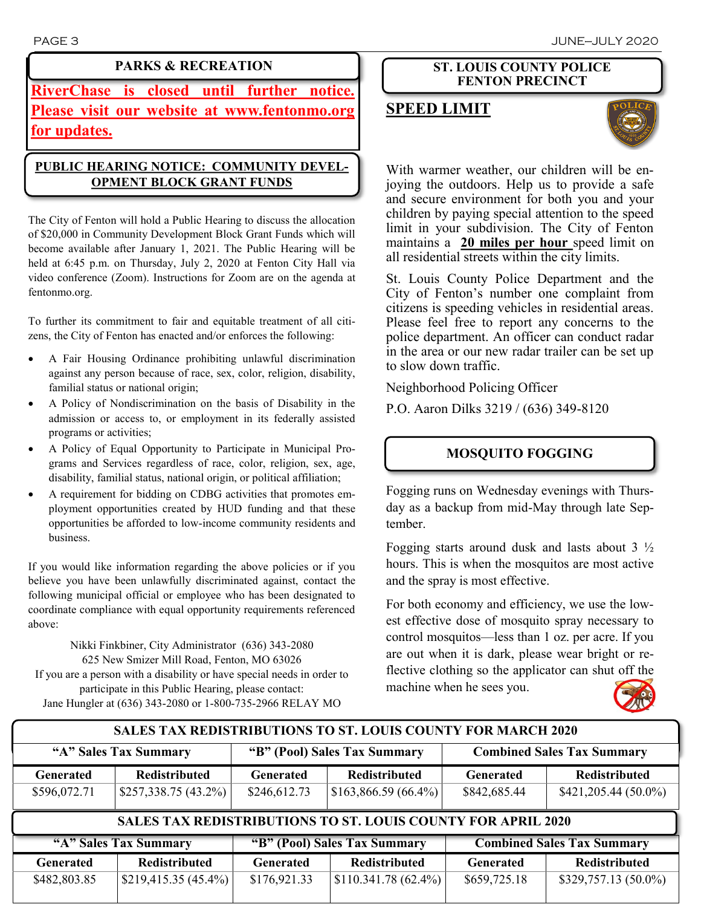## PARKS & RECREATION

**RiverChase is closed until further notice. Please visit our website at www.fentonmo.org for updates.**

## PUBLIC HEARING NOTICE: COMMUNITY DEVELOPMENT BLOCK GRANT FUNDS

The City of Fenton will hold a Public Hearing to discuss the allocation of $20,000 in Community Development Block Grant Funds which will become available after January 1, 2021. The Public Hearing will be held at 6:45 p.m. on Thursday, July 2, 2020 at Fenton City Hall via video conference (Zoom). Instructions for Zoom are on the agenda at fentonmo.org.

To further its commitment to fair and equitable treatment of all citizens, the City of Fenton has enacted and/or enforces the following:

- A Fair Housing Ordinance prohibiting unlawful discrimination against any person because of race, sex, color, religion, disability, familial status or national origin;
- A Policy of Nondiscrimination on the basis of Disability in the admission or access to, or employment in its federally assisted programs or activities;
- A Policy of Equal Opportunity to Participate in Municipal Programs and Services regardless of race, color, religion, sex, age, disability, familial status, national origin, or political affiliation;
- A requirement for bidding on CDBG activities that promotes employment opportunities created by HUD funding and that these opportunities be afforded to low-income community residents and business.

If you would like information regarding the above policies or if you believe you have been unlawfully discriminated against, contact the following municipal official or employee who has been designated to coordinate compliance with equal opportunity requirements referenced above:

Nikki Finkbiner, City Administrator (636) 343-2080
625 New Smizer Mill Road, Fenton, MO 63026
If you are a person with a disability or have special needs in order to participate in this Public Hearing, please contact:
Jane Hungler at (636) 343-2080 or 1-800-735-2966 RELAY MO

## ST. LOUIS COUNTY POLICE FENTON PRECINCT

### SPEED LIMIT

With warmer weather, our children will be enjoying the outdoors. Help us to provide a safe and secure environment for both you and your children by paying special attention to the speed limit in your subdivision. The City of Fenton maintains a **20 miles per hour** speed limit on all residential streets within the city limits.

St. Louis County Police Department and the City of Fenton's number one complaint from citizens is speeding vehicles in residential areas. Please feel free to report any concerns to the police department. An officer can conduct radar in the area or our new radar trailer can be set up to slow down traffic.

Neighborhood Policing Officer

P.O. Aaron Dilks 3219 / (636) 349-8120

## MOSQUITO FOGGING

Fogging runs on Wednesday evenings with Thursday as a backup from mid-May through late September.

Fogging starts around dusk and lasts about 3 ½ hours. This is when the mosquitos are most active and the spray is most effective.

For both economy and efficiency, we use the lowest effective dose of mosquito spray necessary to control mosquitos—less than 1 oz. per acre. If you are out when it is dark, please wear bright or reflective clothing so the applicator can shut off the machine when he sees you.

## SALES TAX REDISTRIBUTIONS TO ST. LOUIS COUNTY FOR MARCH 2020

| "A" Sales Tax Summary | | "B" (Pool) Sales Tax Summary | | Combined Sales Tax Summary | |
|---|---|---|---|---|---|
| Generated | Redistributed | Generated | Redistributed | Generated | Redistributed |
| $596,072.71 | $257,338.75 (43.2%) | $246,612.73 | $163,866.59 (66.4%) | $842,685.44 | $421,205.44 (50.0%) |

## SALES TAX REDISTRIBUTIONS TO ST. LOUIS COUNTY FOR APRIL 2020

| "A" Sales Tax Summary | | "B" (Pool) Sales Tax Summary | | Combined Sales Tax Summary | |
|---|---|---|---|---|---|
| Generated | Redistributed | Generated | Redistributed | Generated | Redistributed |
| $482,803.85 | $219,415.35 (45.4%) | $176,921.33 | $110.341.78 (62.4%) | $659,725.18 | $329,757.13 (50.0%) |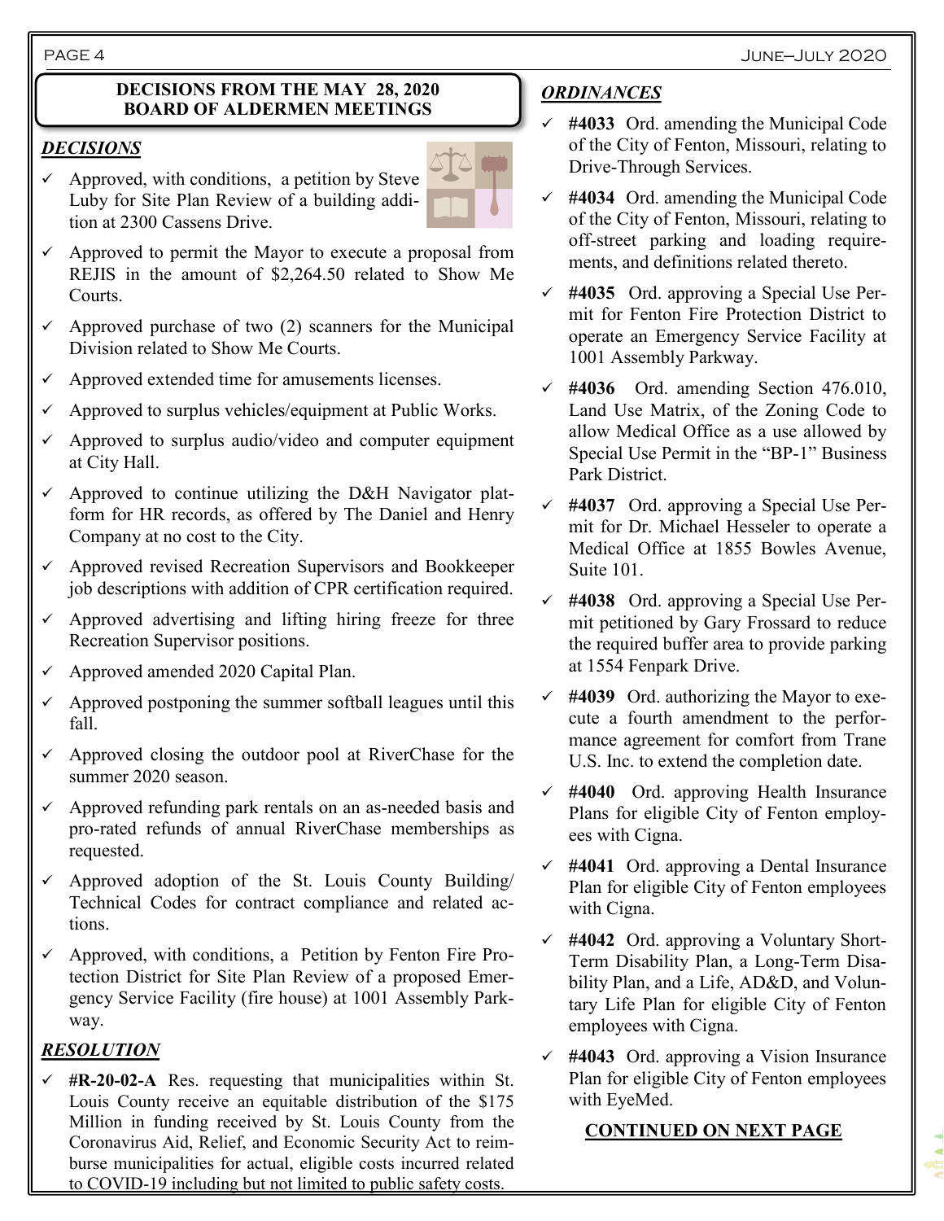## DECISIONS FROM THE MAY 28, 2020 BOARD OF ALDERMEN MEETINGS

### *DECISIONS*

- ✓ Approved, with conditions, a petition by Steve Luby for Site Plan Review of a building addition at 2300 Cassens Drive.
- ✓ Approved to permit the Mayor to execute a proposal from REJIS in the amount of $2,264.50 related to Show Me Courts.
- ✓ Approved purchase of two (2) scanners for the Municipal Division related to Show Me Courts.
- ✓ Approved extended time for amusements licenses.
- ✓ Approved to surplus vehicles/equipment at Public Works.
- ✓ Approved to surplus audio/video and computer equipment at City Hall.
- ✓ Approved to continue utilizing the D&H Navigator platform for HR records, as offered by The Daniel and Henry Company at no cost to the City.
- ✓ Approved revised Recreation Supervisors and Bookkeeper job descriptions with addition of CPR certification required.
- ✓ Approved advertising and lifting hiring freeze for three Recreation Supervisor positions.
- ✓ Approved amended 2020 Capital Plan.
- ✓ Approved postponing the summer softball leagues until this fall.
- ✓ Approved closing the outdoor pool at RiverChase for the summer 2020 season.
- ✓ Approved refunding park rentals on an as-needed basis and pro-rated refunds of annual RiverChase memberships as requested.
- ✓ Approved adoption of the St. Louis County Building/Technical Codes for contract compliance and related actions.
- ✓ Approved, with conditions, a Petition by Fenton Fire Protection District for Site Plan Review of a proposed Emergency Service Facility (fire house) at 1001 Assembly Parkway.

### *RESOLUTION*

- ✓ **#R-20-02-A** Res. requesting that municipalities within St. Louis County receive an equitable distribution of the $175 Million in funding received by St. Louis County from the Coronavirus Aid, Relief, and Economic Security Act to reimburse municipalities for actual, eligible costs incurred related to COVID-19 including but not limited to public safety costs.

### *ORDINANCES*

- ✓ **#4033** Ord. amending the Municipal Code of the City of Fenton, Missouri, relating to Drive-Through Services.
- ✓ **#4034** Ord. amending the Municipal Code of the City of Fenton, Missouri, relating to off-street parking and loading requirements, and definitions related thereto.
- ✓ **#4035** Ord. approving a Special Use Permit for Fenton Fire Protection District to operate an Emergency Service Facility at 1001 Assembly Parkway.
- ✓ **#4036** Ord. amending Section 476.010, Land Use Matrix, of the Zoning Code to allow Medical Office as a use allowed by Special Use Permit in the "BP-1" Business Park District.
- ✓ **#4037** Ord. approving a Special Use Permit for Dr. Michael Hesseler to operate a Medical Office at 1855 Bowles Avenue, Suite 101.
- ✓ **#4038** Ord. approving a Special Use Permit petitioned by Gary Frossard to reduce the required buffer area to provide parking at 1554 Fenpark Drive.
- ✓ **#4039** Ord. authorizing the Mayor to execute a fourth amendment to the performance agreement for comfort from Trane U.S. Inc. to extend the completion date.
- ✓ **#4040** Ord. approving Health Insurance Plans for eligible City of Fenton employees with Cigna.
- ✓ **#4041** Ord. approving a Dental Insurance Plan for eligible City of Fenton employees with Cigna.
- ✓ **#4042** Ord. approving a Voluntary Short-Term Disability Plan, a Long-Term Disability Plan, and a Life, AD&D, and Voluntary Life Plan for eligible City of Fenton employees with Cigna.
- ✓ **#4043** Ord. approving a Vision Insurance Plan for eligible City of Fenton employees with EyeMed.

**CONTINUED ON NEXT PAGE**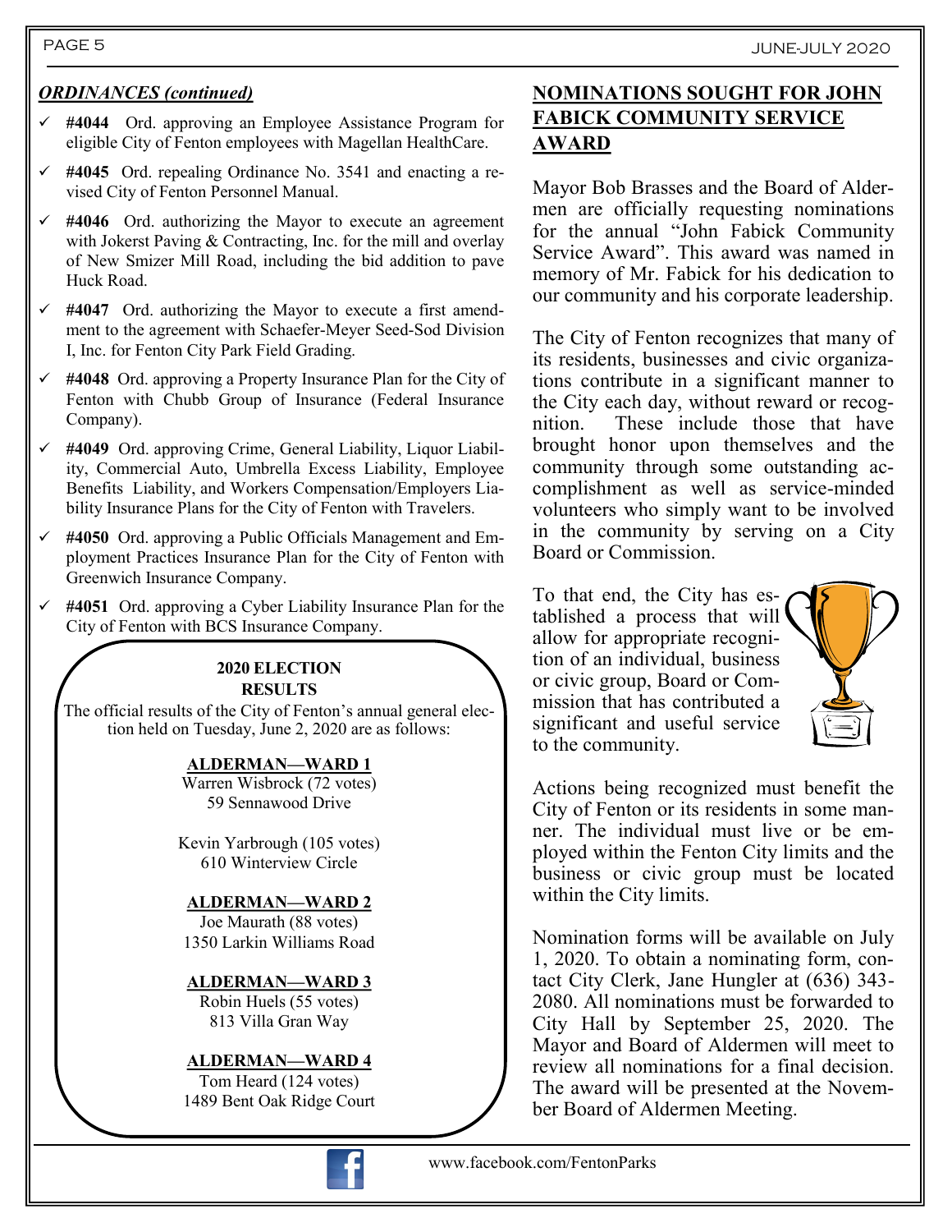***ORDINANCES (continued)***

- ✓ **#4044** Ord. approving an Employee Assistance Program for eligible City of Fenton employees with Magellan HealthCare.
- ✓ **#4045** Ord. repealing Ordinance No. 3541 and enacting a revised City of Fenton Personnel Manual.
- ✓ **#4046** Ord. authorizing the Mayor to execute an agreement with Jokerst Paving & Contracting, Inc. for the mill and overlay of New Smizer Mill Road, including the bid addition to pave Huck Road.
- ✓ **#4047** Ord. authorizing the Mayor to execute a first amendment to the agreement with Schaefer-Meyer Seed-Sod Division I, Inc. for Fenton City Park Field Grading.
- ✓ **#4048** Ord. approving a Property Insurance Plan for the City of Fenton with Chubb Group of Insurance (Federal Insurance Company).
- ✓ **#4049** Ord. approving Crime, General Liability, Liquor Liability, Commercial Auto, Umbrella Excess Liability, Employee Benefits Liability, and Workers Compensation/Employers Liability Insurance Plans for the City of Fenton with Travelers.
- ✓ **#4050** Ord. approving a Public Officials Management and Employment Practices Insurance Plan for the City of Fenton with Greenwich Insurance Company.
- ✓ **#4051** Ord. approving a Cyber Liability Insurance Plan for the City of Fenton with BCS Insurance Company.

**2020 ELECTION RESULTS**

The official results of the City of Fenton's annual general election held on Tuesday, June 2, 2020 are as follows:

**ALDERMAN—WARD 1**
Warren Wisbrock (72 votes)
59 Sennawood Drive

Kevin Yarbrough (105 votes)
610 Winterview Circle

**ALDERMAN—WARD 2**
Joe Maurath (88 votes)
1350 Larkin Williams Road

**ALDERMAN—WARD 3**
Robin Huels (55 votes)
813 Villa Gran Way

**ALDERMAN—WARD 4**
Tom Heard (124 votes)
1489 Bent Oak Ridge Court

## NOMINATIONS SOUGHT FOR JOHN FABICK COMMUNITY SERVICE AWARD

Mayor Bob Brasses and the Board of Aldermen are officially requesting nominations for the annual "John Fabick Community Service Award". This award was named in memory of Mr. Fabick for his dedication to our community and his corporate leadership.

The City of Fenton recognizes that many of its residents, businesses and civic organizations contribute in a significant manner to the City each day, without reward or recognition. These include those that have brought honor upon themselves and the community through some outstanding accomplishment as well as service-minded volunteers who simply want to be involved in the community by serving on a City Board or Commission.

To that end, the City has established a process that will allow for appropriate recognition of an individual, business or civic group, Board or Commission that has contributed a significant and useful service to the community.

Actions being recognized must benefit the City of Fenton or its residents in some manner. The individual must live or be employed within the Fenton City limits and the business or civic group must be located within the City limits.

Nomination forms will be available on July 1, 2020. To obtain a nominating form, contact City Clerk, Jane Hungler at (636) 343-2080. All nominations must be forwarded to City Hall by September 25, 2020. The Mayor and Board of Aldermen will meet to review all nominations for a final decision. The award will be presented at the November Board of Aldermen Meeting.

www.facebook.com/FentonParks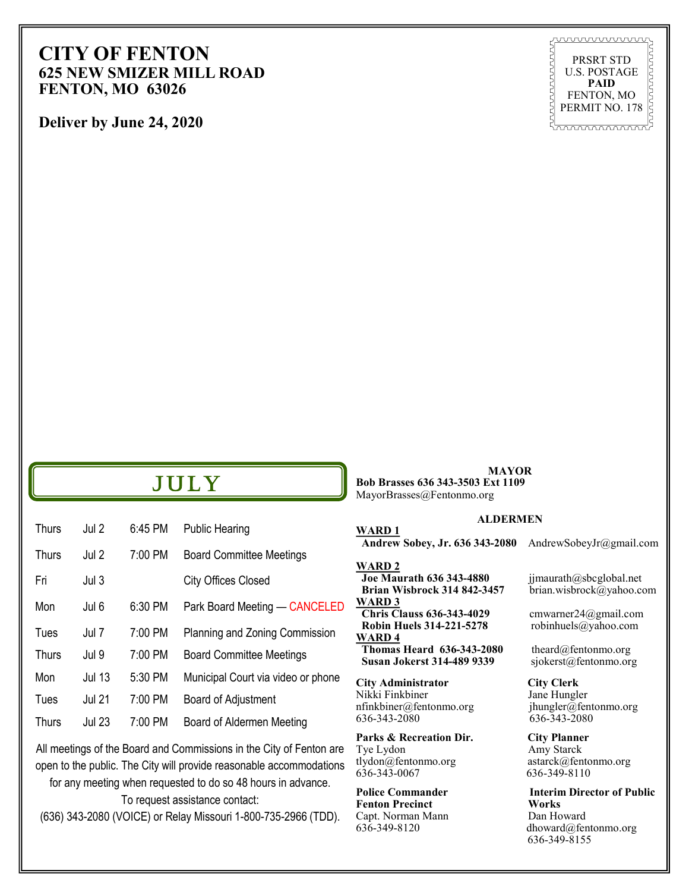# CITY OF FENTON

**625 NEW SMIZER MILL ROAD**
**FENTON, MO 63026**

**Deliver by June 24, 2020**

PRSRT STD
U.S. POSTAGE
**PAID**
FENTON, MO
PERMIT NO. 178

## JULY

| | | | |
|---|---|---|---|
| Thurs | Jul 2 | 6:45 PM | Public Hearing |
| Thurs | Jul 2 | 7:00 PM | Board Committee Meetings |
| Fri | Jul 3 | | City Offices Closed |
| Mon | Jul 6 | 6:30 PM | Park Board Meeting — CANCELED |
| Tues | Jul 7 | 7:00 PM | Planning and Zoning Commission |
| Thurs | Jul 9 | 7:00 PM | Board Committee Meetings |
| Mon | Jul 13 | 5:30 PM | Municipal Court via video or phone |
| Tues | Jul 21 | 7:00 PM | Board of Adjustment |
| Thurs | Jul 23 | 7:00 PM | Board of Aldermen Meeting |

All meetings of the Board and Commissions in the City of Fenton are open to the public. The City will provide reasonable accommodations for any meeting when requested to do so 48 hours in advance. To request assistance contact:
(636) 343-2080 (VOICE) or Relay Missouri 1-800-735-2966 (TDD).

**MAYOR**
**Bob Brasses 636 343-3503 Ext 1109**
MayorBrasses@Fentonmo.org

**ALDERMEN**

**WARD 1**
**Andrew Sobey, Jr. 636 343-2080** AndrewSobeyJr@gmail.com

**WARD 2**
**Joe Maurath 636 343-4880** jjmaurath@sbcglobal.net
**Brian Wisbrock 314 842-3457** brian.wisbrock@yahoo.com

**WARD 3**
**Chris Clauss 636-343-4029** cmwarner24@gmail.com
**Robin Huels 314-221-5278** robinhuels@yahoo.com

**WARD 4**
**Thomas Heard 636-343-2080** theard@fentonmo.org
**Susan Jokerst 314-489 9339** sjokerst@fentonmo.org

**City Administrator**
Nikki Finkbiner
nfinkbiner@fentonmo.org
636-343-2080

**City Clerk**
Jane Hungler
jhungler@fentonmo.org
636-343-2080

**Parks & Recreation Dir.**
Tye Lydon
tlydon@fentonmo.org
636-343-0067

**City Planner**
Amy Starck
astarck@fentonmo.org
636-349-8110

**Police Commander Fenton Precinct**
Capt. Norman Mann
636-349-8120

**Interim Director of Public Works**
Dan Howard
dhoward@fentonmo.org
636-349-8155